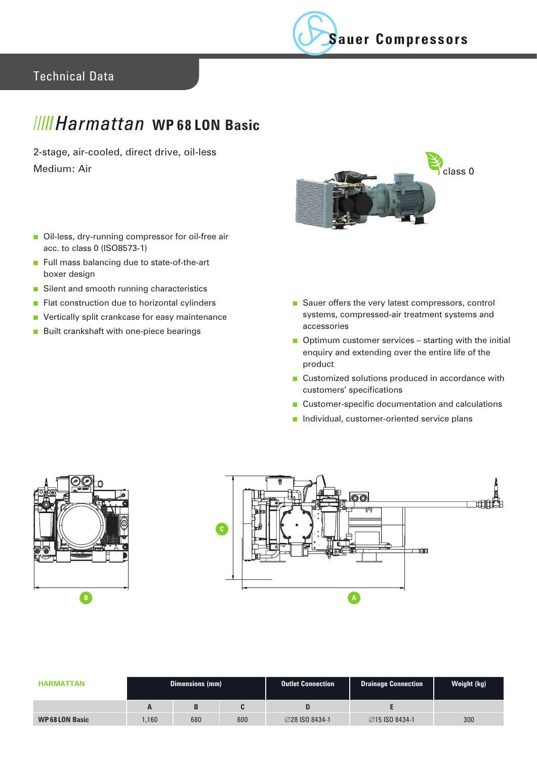Technical Data

# Harmattan WP 68 LON Basic

2-stage, air-cooled, direct drive, oil-less

Medium: Air

class 0

- Oil-less, dry-running compressor for oil-free air acc. to class 0 (ISO8573-1)
- Full mass balancing due to state-of-the-art boxer design
- Silent and smooth running characteristics
- Flat construction due to horizontal cylinders
- Vertically split crankcase for easy maintenance
- Built crankshaft with one-piece bearings

- Sauer offers the very latest compressors, control systems, compressed-air treatment systems and accessories
- Optimum customer services – starting with the initial enquiry and extending over the entire life of the product
- Customized solutions produced in accordance with customers' specifications
- Customer-specific documentation and calculations
- Individual, customer-oriented service plans

| HARMATTAN | Dimensions (mm) | | | Outlet Connection | Drainage Connection | Weight (kg) |
|---|---|---|---|---|---|---|
| | A | B | C | D | E | |
| **WP 68 LON Basic** | 1,160 | 680 | 600 | ∅28 ISO 8434-1 | ∅15 ISO 8434-1 | 300 |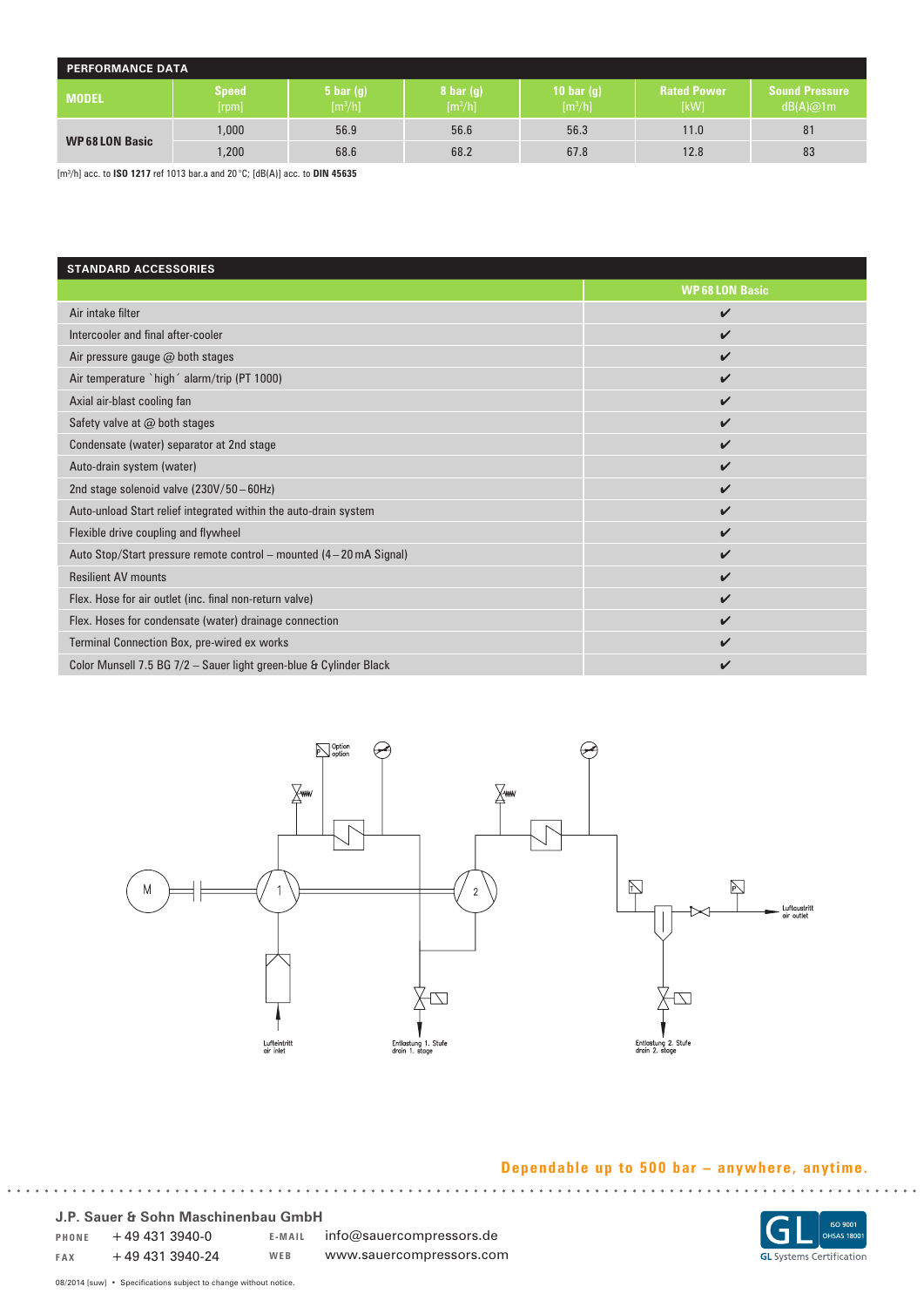## PERFORMANCE DATA

| MODEL | Speed [rpm] | 5 bar (g) [m³/h] | 8 bar (g) [m³/h] | 10 bar (g) [m³/h] | Rated Power [kW] | Sound Pressure dB(A)@1m |
|---|---|---|---|---|---|---|
| WP 68 LON Basic | 1,000 | 56.9 | 56.6 | 56.3 | 11.0 | 81 |
| | 1,200 | 68.6 | 68.2 | 67.8 | 12.8 | 83 |

[m³/h] acc. to **ISO 1217** ref 1013 bar.a and 20 °C; [dB(A)] acc. to **DIN 45635**

## STANDARD ACCESSORIES

| | WP 68 LON Basic |
|---|---|
| Air intake filter | ✔ |
| Intercooler and final after-cooler | ✔ |
| Air pressure gauge @ both stages | ✔ |
| Air temperature `high´ alarm/trip (PT 1000) | ✔ |
| Axial air-blast cooling fan | ✔ |
| Safety valve at @ both stages | ✔ |
| Condensate (water) separator at 2nd stage | ✔ |
| Auto-drain system (water) | ✔ |
| 2nd stage solenoid valve (230V/50 – 60Hz) | ✔ |
| Auto-unload Start relief integrated within the auto-drain system | ✔ |
| Flexible drive coupling and flywheel | ✔ |
| Auto Stop/Start pressure remote control – mounted (4 – 20 mA Signal) | ✔ |
| Resilient AV mounts | ✔ |
| Flex. Hose for air outlet (inc. final non-return valve) | ✔ |
| Flex. Hoses for condensate (water) drainage connection | ✔ |
| Terminal Connection Box, pre-wired ex works | ✔ |
| Color Munsell 7.5 BG 7/2 – Sauer light green-blue & Cylinder Black | ✔ |

Option
option

M

1

2

Luftaustritt
air outlet

Lufteintritt
air inlet

Entlastung 1. Stufe
drain 1. stage

Entlastung 2. Stufe
drain 2. stage

**Dependable up to 500 bar – anywhere, anytime.**

**J.P. Sauer & Sohn Maschinenbau GmbH**

PHONE +49 431 3940-0
FAX +49 431 3940-24
E-MAIL info@sauercompressors.de
WEB www.sauercompressors.com

GL ISO 9001 OHSAS 18001
GL Systems Certification

08/2014 [suw] • Specifications subject to change without notice.